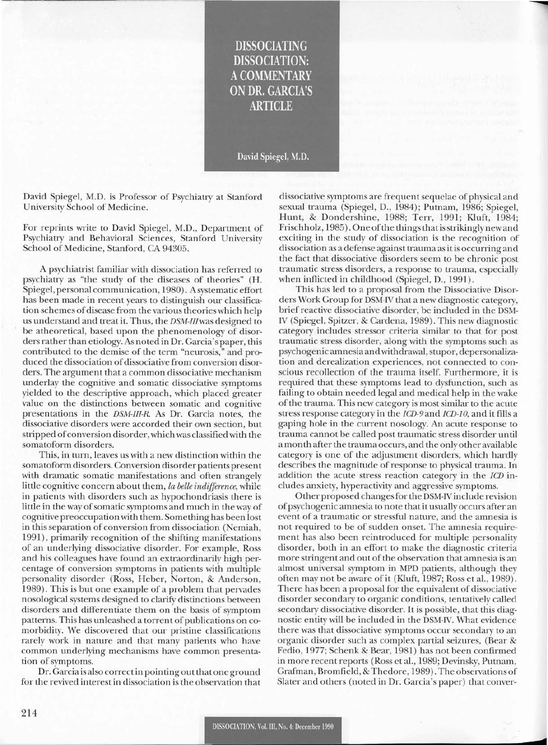# DISSOCIATING DISSOCIATION: A COMMENTARY ON DR. GARCIA'S ARTICLE

David Spiegel, M.D.

David Spiegel, M.D. is Professor of Psychiatry at Stanford University School of Medicine.

For reprints write to David Spiegel, M.D., Department of Psychiatry and Behavioral Sciences, Stanford University School of Medicine, Stanford, CA 94305.

A psychiatrist familiar with dissociation has referred to psychiatry as "the study of the diseases of theories" (H. Spiegel, personal communication, 1980). A systematic effort has been made in recent years to distinguish our classification schemes of disease from the various theories which help us understand and treat it. Thus, the *DSM-III* was designed to be atheoretical, based upon the phenomenology of disorders rather than etiology. As noted in Dr. Garcia's paper, this contributed to the demise of the term "neurosis," and produced the dissociation of dissociative from conversion disorders. The argument that a common dissociative mechanism underlay the cognitive and somatic dissociative symptoms yielded to the descriptive approach, which placed greater value on the distinctions between somatic and cognitive presentations in the *DSM-III-R*. As Dr. Garcia notes, the dissociative disorders were accorded their own section, but stripped of conversion disorder, which was classified with the somatoform disorders.

This, in turn, leaves us with a new distinction within the somatoform disorders. Conversion disorder patients present with dramatic somatic manifestations and often strangely little cognitive concern about them, *la belle indifference*, while in patients with disorders such as hypochondriasis there is little in the way of somatic symptoms and much in the way of cognitive preoccupation with them. Something has been lost in this separation of conversion from dissociation (Nemiah, 1991), primarily recognition of the shifting manifestations of an underlying dissociative disorder. For example, Ross and his colleagues have found an extraordinarily high percentage of conversion symptoms in patients with multiple personality disorder (Ross, Heber, Norton, & Anderson, 1989). This is but one example of a problem that pervades nosological systems designed to clarify distinctions between disorders and differentiate them on the basis of symptom patterns. This has unleashed a torrent of publications on comorbidity. We discovered that our pristine classifications rarely work in nature and that many patients who have common underlying mechanisms have common presentation of symptoms.

Dr. Garcia is also correct in pointing out that one ground for the revived interest in dissociation is the observation that dissociative symptoms are frequent sequelae of physical and sexual trauma (Spiegel, D., 1984); Putnam, 1986; Spiegel, Hunt, & Dondershine, 1988; Terr, 1991; Kluft, 1984; Frischholz, 1985). One of the things that is strikingly new and exciting in the study of dissociation is the recognition of dissociation as a defense against trauma as it is occurring and the fact that dissociative disorders seem to be chronic post traumatic stress disorders, a response to trauma, especially when inflicted in childhood (Spiegel, D., 1991).

This has led to a proposal from the Dissociative Disorders Work Group for DSM-IV that a new diagnostic category, brief reactive dissociative disorder, be included in the DSM-IV (Spiegel, Spitzer, & Cardena, 1989). This new diagnostic category includes stressor criteria similar to that for post traumatic stress disorder, along with the symptoms such as psychogenic amnesia and withdrawal, stupor, depersonalization and derealization experiences, not connected to conscious recollection of the trauma itself. Furthermore, it is required that these symptoms lead to dysfunction, such as failing to obtain needed legal and medical help in the wake of the trauma. This new category is most similar to the acute stress response category in the *ICD-9* and *ICD-10*, and it fills a gaping hole in the current nosology. An acute response to trauma cannot be called post traumatic stress disorder until a month after the trauma occurs, and the only other available category is one of the adjustment disorders, which hardly describes the magnitude of response to physical trauma. In addition the acute stress reaction category in the *ICD* includes anxiety, hyperactivity and aggressive symptoms.

Other proposed changes for the DSM-IV include revision of psychogenic amnesia to note that it usually occurs after an event of a traumatic or stressful nature, and the amnesia is not required to be of sudden onset. The amnesia requirement has also been reintroduced for multiple personality disorder, both in an effort to make the diagnostic criteria more stringent and out of the observation that amnesia is an almost universal symptom in MPD patients, although they often may not be aware of it (Kluft, 1987; Ross et al., 1989). There has been a proposal for the equivalent of dissociative disorder secondary to organic conditions, tentatively called secondary dissociative disorder. It is possible, that this diagnostic entity will be included in the DSM-IV. What evidence there was that dissociative symptoms occur secondary to an organic disorder such as complex partial seizures, (Bear & Fedio, 1977; Schenk & Bear, 1981) has not been confirmed in more recent reports (Ross et al., 1989; Devinsky, Putnam, Grafman, Bromfield, & Thedore, 1989). The observations of Slater and others (noted in Dr. Garcia's paper) that conver-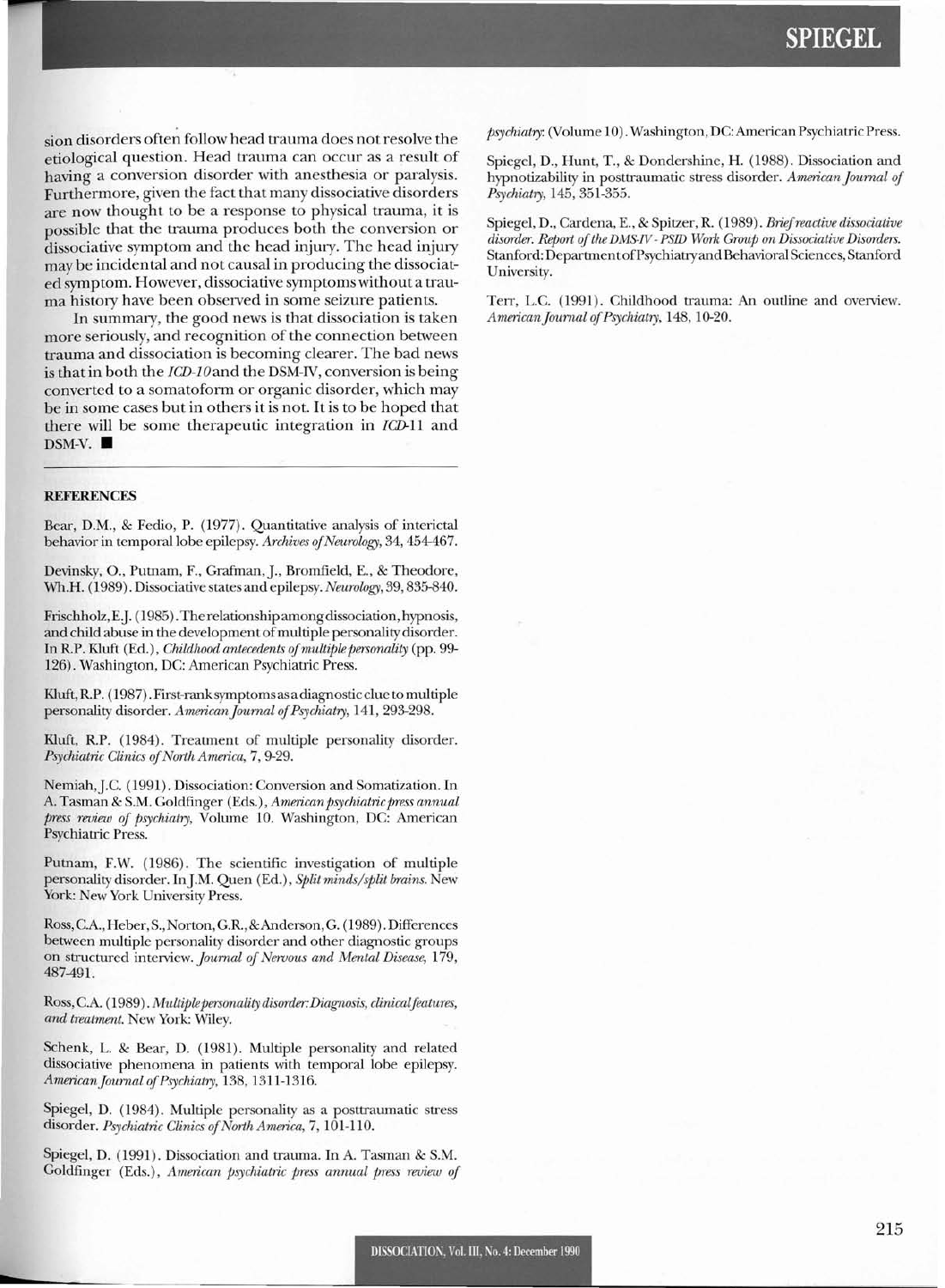sion disorders often follow head trauma does not resolve the etiological question. Head trauma can occur as a result of having a conversion disorder with anesthesia or paralysis. Furthermore, given the fact that many dissociative disorders are now thought to be a response to physical trauma, it is possible that the trauma produces both the conversion or dissociative symptom and the head injury. The head injury may be incidental and not causal in producing the dissociated symptom. However, dissociative symptoms without a trauma history have been observed in some seizure patients.

In summary, the good news is that dissociation is taken more seriously, and recognition of the connection between trauma and dissociation is becoming clearer. The bad news is that in both the *ICD-10* and the DSM-IV, conversion is being converted to a somatoform or organic disorder, which may be in some cases but in others it is not. It is to be hoped that there will be some therapeutic integration in *ICD*-11 and DSM-V. ■

---

**REFERENCES**

Bear, D.M., & Fedio, P. (1977). Quantitative analysis of interictal behavior in temporal lobe epilepsy. *Archives of Neurology*, 34, 454-467.

Devinsky, O., Putnam, F., Grafman, J., Bromfield, E., & Theodore, Wh.H. (1989). Dissociative states and epilepsy. *Neurology*, 39, 835-840.

Frischholz, E.J. (1985). The relationship among dissociation, hypnosis, and child abuse in the development of multiple personality disorder. In R.P. Kluft (Ed.), *Childhood antecedents of multiple personality* (pp. 99-126). Washington, DC: American Psychiatric Press.

Kluft, R.P. (1987). First-rank symptoms as a diagnostic clue to multiple personality disorder. *American Journal of Psychiatry*, 141, 293-298.

Kluft, R.P. (1984). Treatment of multiple personality disorder. *Psychiatric Clinics of North America*, 7, 9-29.

Nemiah, J.C. (1991). Dissociation: Conversion and Somatization. In A. Tasman & S.M. Goldfinger (Eds.), *American psychiatric press annual press review of psychiatry*, Volume 10. Washington, DC: American Psychiatric Press.

Putnam, F.W. (1986). The scientific investigation of multiple personality disorder. In J.M. Quen (Ed.), *Split minds/split brains*. New York: New York University Press.

Ross, C.A., Heber, S., Norton, G.R., & Anderson, G. (1989). Differences between multiple personality disorder and other diagnostic groups on structured interview. *Journal of Nervous and Mental Disease*, 179, 487-491.

Ross, C.A. (1989). *Multiple personality disorder: Diagnosis, clinical features, and treatment*. New York: Wiley.

Schenk, L. & Bear, D. (1981). Multiple personality and related dissociative phenomena in patients with temporal lobe epilepsy. *American Journal of Psychiatry*, 138, 1311-1316.

Spiegel, D. (1984). Multiple personality as a posttraumatic stress disorder. *Psychiatric Clinics of North America*, 7, 101-110.

Spiegel, D. (1991). Dissociation and trauma. In A. Tasman & S.M. Goldfinger (Eds.), *American psychiatric press annual press review of psychiatry*. (Volume 10). Washington, DC: American Psychiatric Press.

Spiegel, D., Hunt, T., & Dondershine, H. (1988). Dissociation and hypnotizability in posttraumatic stress disorder. *American Journal of Psychiatry*, 145, 351-355.

Spiegel, D., Cardena, E., & Spitzer, R. (1989). *Brief reactive dissociative disorder. Report of the DMS-IV - PSID Work Group on Dissociative Disorders.* Stanford: Department of Psychiatry and Behavioral Sciences, Stanford University.

Terr, L.C. (1991). Childhood trauma: An outline and overview. *American Journal of Psychiatry*, 148, 10-20.